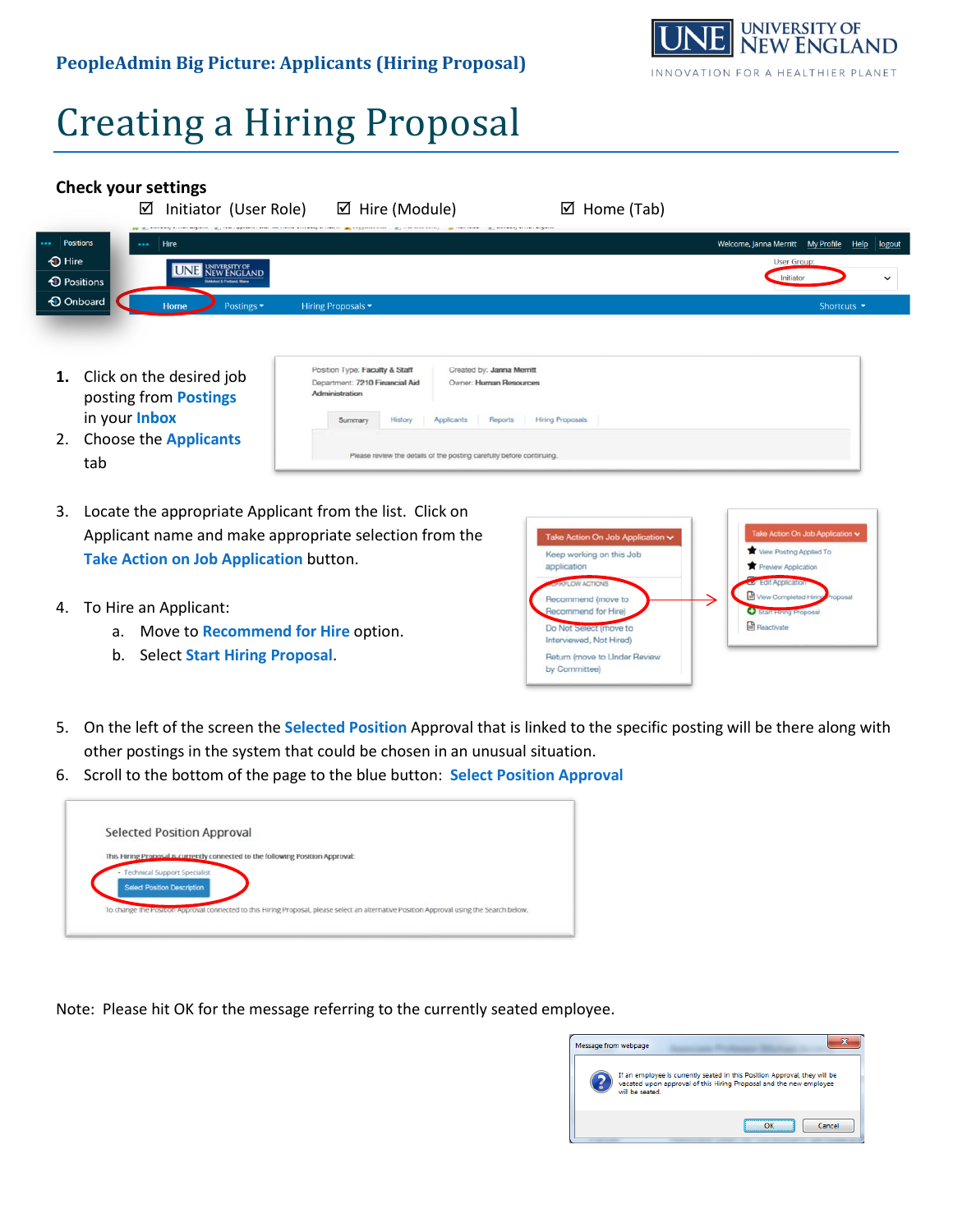PeopleAdmin Big Picture: Applicants (Hiring Proposal)

# Creating a Hiring Proposal

**Check your settings**

☑ Initiator (User Role) ☑ Hire (Module) ☑ Home (Tab)

1. Click on the desired job posting from **Postings** in your **Inbox**
2. Choose the **Applicants** tab
3. Locate the appropriate Applicant from the list. Click on Applicant name and make appropriate selection from the **Take Action on Job Application** button.
4. To Hire an Applicant:
   a. Move to **Recommend for Hire** option.
   b. Select **Start Hiring Proposal**.
5. On the left of the screen the **Selected Position** Approval that is linked to the specific posting will be there along with other postings in the system that could be chosen in an unusual situation.
6. Scroll to the bottom of the page to the blue button: **Select Position Approval**

Note: Please hit OK for the message referring to the currently seated employee.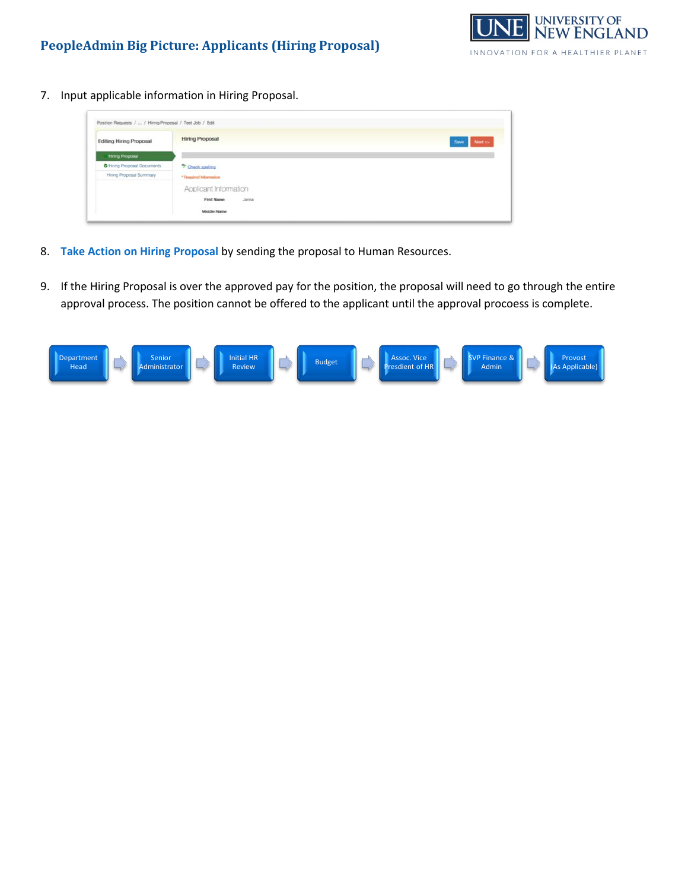7. Input applicable information in Hiring Proposal.

8. **Take Action on Hiring Proposal** by sending the proposal to Human Resources.

9. If the Hiring Proposal is over the approved pay for the position, the proposal will need to go through the entire approval process. The position cannot be offered to the applicant until the approval procoess is complete.

Department Head → Senior Administrator → Initial HR Review → Budget → Assoc. Vice Presdient of HR → SVP Finance & Admin → Provost (As Applicable)